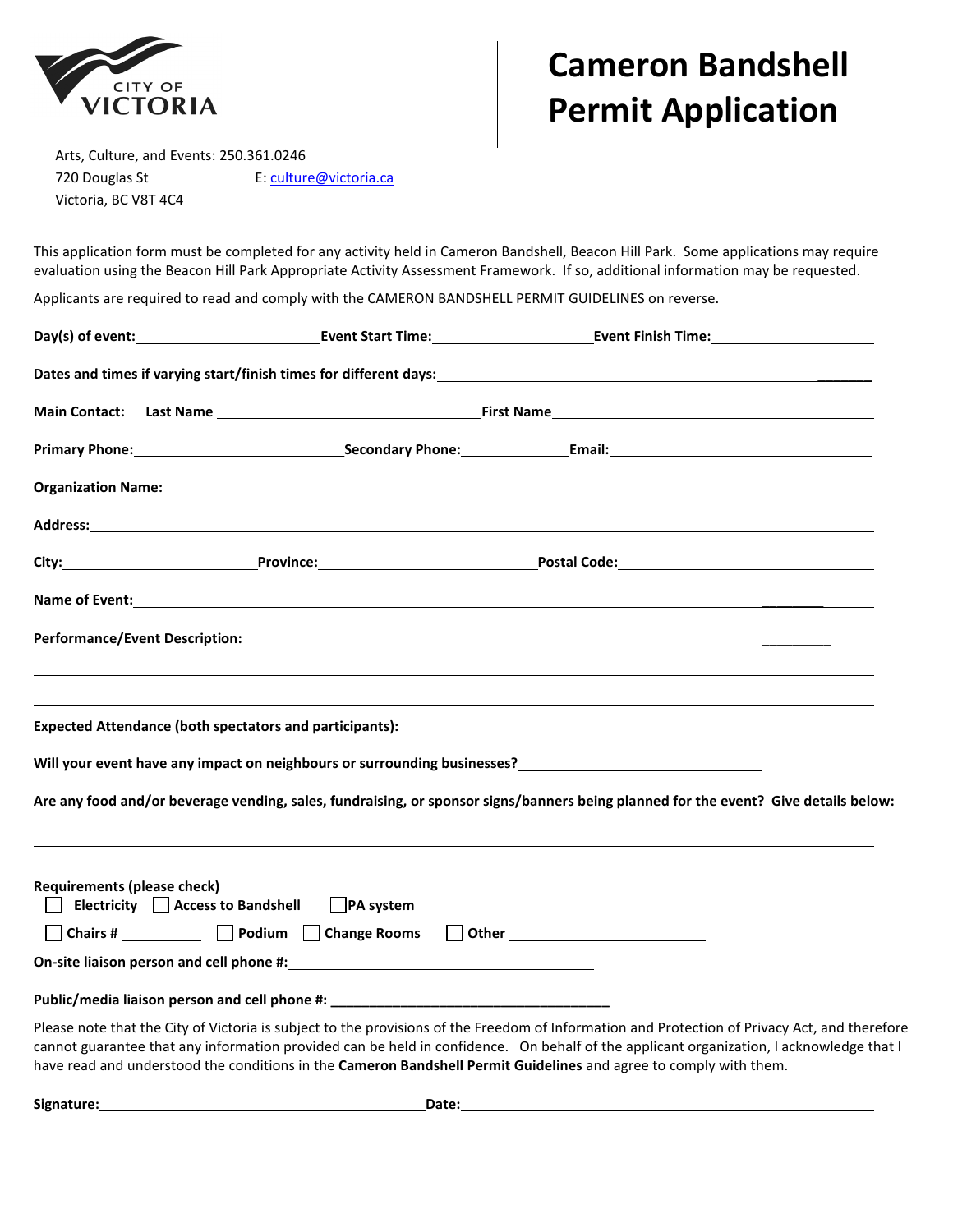CITY OF VICTORIA

# Cameron Bandshell Permit Application

Arts, Culture, and Events: 250.361.0246
720 Douglas St E: culture@victoria.ca
Victoria, BC V8T 4C4

This application form must be completed for any activity held in Cameron Bandshell, Beacon Hill Park. Some applications may require evaluation using the Beacon Hill Park Appropriate Activity Assessment Framework. If so, additional information may be requested.

Applicants are required to read and comply with the CAMERON BANDSHELL PERMIT GUIDELINES on reverse.

**Day(s) of event:** ____________________ **Event Start Time:** ____________________ **Event Finish Time:** ____________________

**Dates and times if varying start/finish times for different days:** ____________________________________________

**Main Contact: Last Name** ______________________________ **First Name** ______________________________

**Primary Phone:** ____________________ **Secondary Phone:** ____________ **Email:** ______________________________

**Organization Name:** ____________________________________________

**Address:** ____________________________________________

**City:** ____________________ **Province:** ____________________ **Postal Code:** ____________________

**Name of Event:** ____________________________________________

**Performance/Event Description:** ____________________________________________

____________________________________________

____________________________________________

**Expected Attendance (both spectators and participants):** ________________

**Will your event have any impact on neighbours or surrounding businesses?** ______________________________

**Are any food and/or beverage vending, sales, fundraising, or sponsor signs/banners being planned for the event? Give details below:**

____________________________________________

**Requirements (please check)**

- ☐ Electricity ☐ Access to Bandshell ☐ PA system
- ☐ Chairs # ________ ☐ Podium ☐ Change Rooms ☐ Other ____________________

**On-site liaison person and cell phone #:** ______________________________

**Public/media liaison person and cell phone #:** ______________________________

Please note that the City of Victoria is subject to the provisions of the Freedom of Information and Protection of Privacy Act, and therefore cannot guarantee that any information provided can be held in confidence. On behalf of the applicant organization, I acknowledge that I have read and understood the conditions in the **Cameron Bandshell Permit Guidelines** and agree to comply with them.

**Signature:** ______________________________ **Date:** ______________________________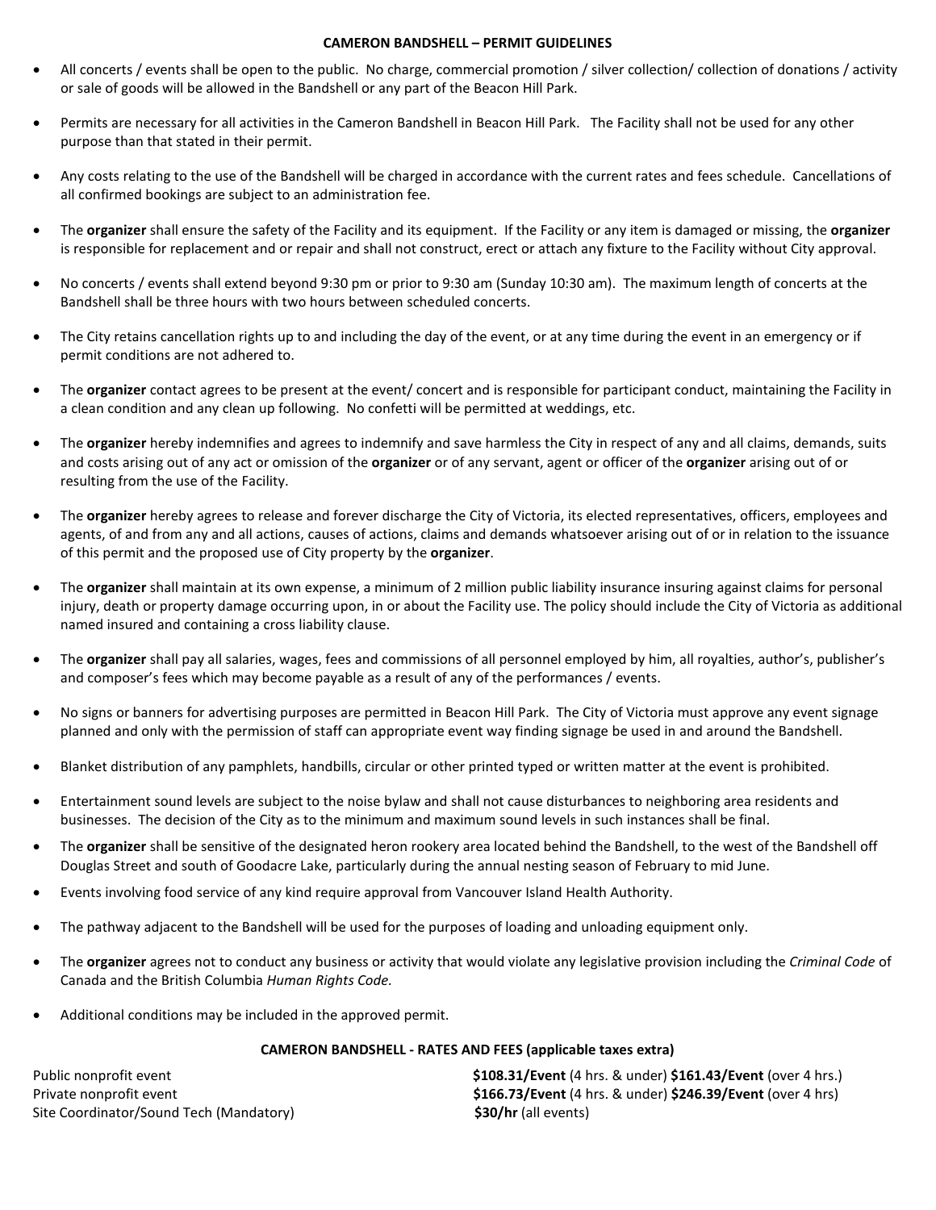## CAMERON BANDSHELL – PERMIT GUIDELINES

- All concerts / events shall be open to the public. No charge, commercial promotion / silver collection/ collection of donations / activity or sale of goods will be allowed in the Bandshell or any part of the Beacon Hill Park.
- Permits are necessary for all activities in the Cameron Bandshell in Beacon Hill Park. The Facility shall not be used for any other purpose than that stated in their permit.
- Any costs relating to the use of the Bandshell will be charged in accordance with the current rates and fees schedule. Cancellations of all confirmed bookings are subject to an administration fee.
- The **organizer** shall ensure the safety of the Facility and its equipment. If the Facility or any item is damaged or missing, the **organizer** is responsible for replacement and or repair and shall not construct, erect or attach any fixture to the Facility without City approval.
- No concerts / events shall extend beyond 9:30 pm or prior to 9:30 am (Sunday 10:30 am). The maximum length of concerts at the Bandshell shall be three hours with two hours between scheduled concerts.
- The City retains cancellation rights up to and including the day of the event, or at any time during the event in an emergency or if permit conditions are not adhered to.
- The **organizer** contact agrees to be present at the event/ concert and is responsible for participant conduct, maintaining the Facility in a clean condition and any clean up following. No confetti will be permitted at weddings, etc.
- The **organizer** hereby indemnifies and agrees to indemnify and save harmless the City in respect of any and all claims, demands, suits and costs arising out of any act or omission of the **organizer** or of any servant, agent or officer of the **organizer** arising out of or resulting from the use of the Facility.
- The **organizer** hereby agrees to release and forever discharge the City of Victoria, its elected representatives, officers, employees and agents, of and from any and all actions, causes of actions, claims and demands whatsoever arising out of or in relation to the issuance of this permit and the proposed use of City property by the **organizer**.
- The **organizer** shall maintain at its own expense, a minimum of 2 million public liability insurance insuring against claims for personal injury, death or property damage occurring upon, in or about the Facility use. The policy should include the City of Victoria as additional named insured and containing a cross liability clause.
- The **organizer** shall pay all salaries, wages, fees and commissions of all personnel employed by him, all royalties, author's, publisher's and composer's fees which may become payable as a result of any of the performances / events.
- No signs or banners for advertising purposes are permitted in Beacon Hill Park. The City of Victoria must approve any event signage planned and only with the permission of staff can appropriate event way finding signage be used in and around the Bandshell.
- Blanket distribution of any pamphlets, handbills, circular or other printed typed or written matter at the event is prohibited.
- Entertainment sound levels are subject to the noise bylaw and shall not cause disturbances to neighboring area residents and businesses. The decision of the City as to the minimum and maximum sound levels in such instances shall be final.
- The **organizer** shall be sensitive of the designated heron rookery area located behind the Bandshell, to the west of the Bandshell off Douglas Street and south of Goodacre Lake, particularly during the annual nesting season of February to mid June.
- Events involving food service of any kind require approval from Vancouver Island Health Authority.
- The pathway adjacent to the Bandshell will be used for the purposes of loading and unloading equipment only.
- The **organizer** agrees not to conduct any business or activity that would violate any legislative provision including the *Criminal Code* of Canada and the British Columbia *Human Rights Code*.
- Additional conditions may be included in the approved permit.

## CAMERON BANDSHELL - RATES AND FEES (applicable taxes extra)

| | |
|---|---|
| Public nonprofit event | **$108.31/Event** (4 hrs. & under) **$161.43/Event** (over 4 hrs.) |
| Private nonprofit event | **$166.73/Event** (4 hrs. & under) **$246.39/Event** (over 4 hrs) |
| Site Coordinator/Sound Tech (Mandatory) | **$30/hr** (all events) |